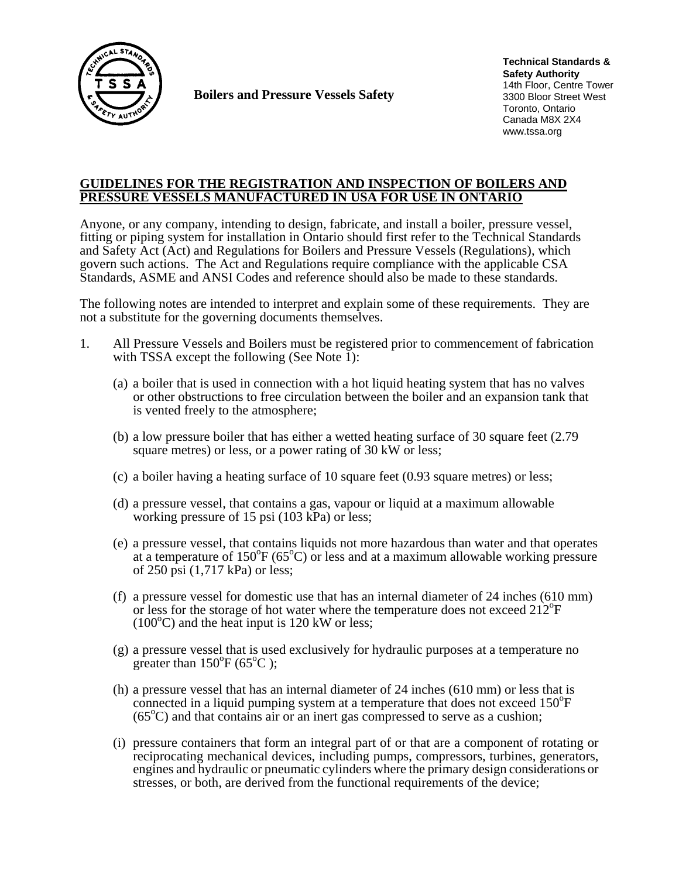**Boilers and Pressure Vessels Safety**

**Technical Standards & Safety Authority**
14th Floor, Centre Tower
3300 Bloor Street West
Toronto, Ontario
Canada M8X 2X4
www.tssa.org

## GUIDELINES FOR THE REGISTRATION AND INSPECTION OF BOILERS AND PRESSURE VESSELS MANUFACTURED IN USA FOR USE IN ONTARIO

Anyone, or any company, intending to design, fabricate, and install a boiler, pressure vessel, fitting or piping system for installation in Ontario should first refer to the Technical Standards and Safety Act (Act) and Regulations for Boilers and Pressure Vessels (Regulations), which govern such actions. The Act and Regulations require compliance with the applicable CSA Standards, ASME and ANSI Codes and reference should also be made to these standards.

The following notes are intended to interpret and explain some of these requirements. They are not a substitute for the governing documents themselves.

1. All Pressure Vessels and Boilers must be registered prior to commencement of fabrication with TSSA except the following (See Note 1):

   (a) a boiler that is used in connection with a hot liquid heating system that has no valves or other obstructions to free circulation between the boiler and an expansion tank that is vented freely to the atmosphere;

   (b) a low pressure boiler that has either a wetted heating surface of 30 square feet (2.79 square metres) or less, or a power rating of 30 kW or less;

   (c) a boiler having a heating surface of 10 square feet (0.93 square metres) or less;

   (d) a pressure vessel, that contains a gas, vapour or liquid at a maximum allowable working pressure of 15 psi (103 kPa) or less;

   (e) a pressure vessel, that contains liquids not more hazardous than water and that operates at a temperature of 150°F (65°C) or less and at a maximum allowable working pressure of 250 psi (1,717 kPa) or less;

   (f) a pressure vessel for domestic use that has an internal diameter of 24 inches (610 mm) or less for the storage of hot water where the temperature does not exceed 212°F (100°C) and the heat input is 120 kW or less;

   (g) a pressure vessel that is used exclusively for hydraulic purposes at a temperature no greater than 150°F (65°C );

   (h) a pressure vessel that has an internal diameter of 24 inches (610 mm) or less that is connected in a liquid pumping system at a temperature that does not exceed 150°F (65°C) and that contains air or an inert gas compressed to serve as a cushion;

   (i) pressure containers that form an integral part of or that are a component of rotating or reciprocating mechanical devices, including pumps, compressors, turbines, generators, engines and hydraulic or pneumatic cylinders where the primary design considerations or stresses, or both, are derived from the functional requirements of the device;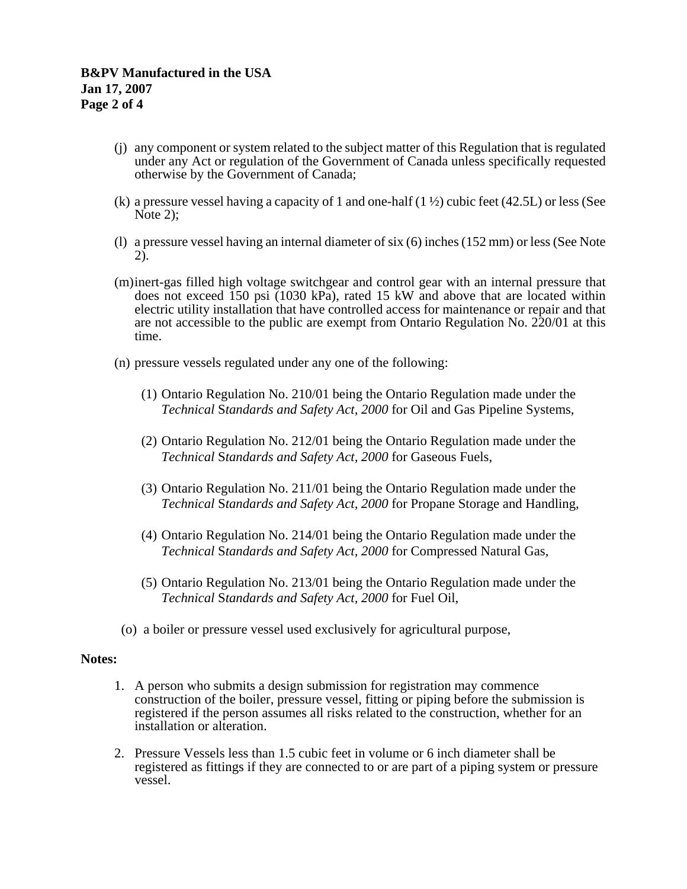(j) any component or system related to the subject matter of this Regulation that is regulated under any Act or regulation of the Government of Canada unless specifically requested otherwise by the Government of Canada;

(k) a pressure vessel having a capacity of 1 and one-half (1 ½) cubic feet (42.5L) or less (See Note 2);

(l) a pressure vessel having an internal diameter of six (6) inches (152 mm) or less (See Note 2).

(m) inert-gas filled high voltage switchgear and control gear with an internal pressure that does not exceed 150 psi (1030 kPa), rated 15 kW and above that are located within electric utility installation that have controlled access for maintenance or repair and that are not accessible to the public are exempt from Ontario Regulation No. 220/01 at this time.

(n) pressure vessels regulated under any one of the following:

   (1) Ontario Regulation No. 210/01 being the Ontario Regulation made under the *Technical Standards and Safety Act, 2000* for Oil and Gas Pipeline Systems,

   (2) Ontario Regulation No. 212/01 being the Ontario Regulation made under the *Technical Standards and Safety Act, 2000* for Gaseous Fuels,

   (3) Ontario Regulation No. 211/01 being the Ontario Regulation made under the *Technical Standards and Safety Act, 2000* for Propane Storage and Handling,

   (4) Ontario Regulation No. 214/01 being the Ontario Regulation made under the *Technical Standards and Safety Act, 2000* for Compressed Natural Gas,

   (5) Ontario Regulation No. 213/01 being the Ontario Regulation made under the *Technical Standards and Safety Act, 2000* for Fuel Oil,

(o) a boiler or pressure vessel used exclusively for agricultural purpose,

**Notes:**

1. A person who submits a design submission for registration may commence construction of the boiler, pressure vessel, fitting or piping before the submission is registered if the person assumes all risks related to the construction, whether for an installation or alteration.

2. Pressure Vessels less than 1.5 cubic feet in volume or 6 inch diameter shall be registered as fittings if they are connected to or are part of a piping system or pressure vessel.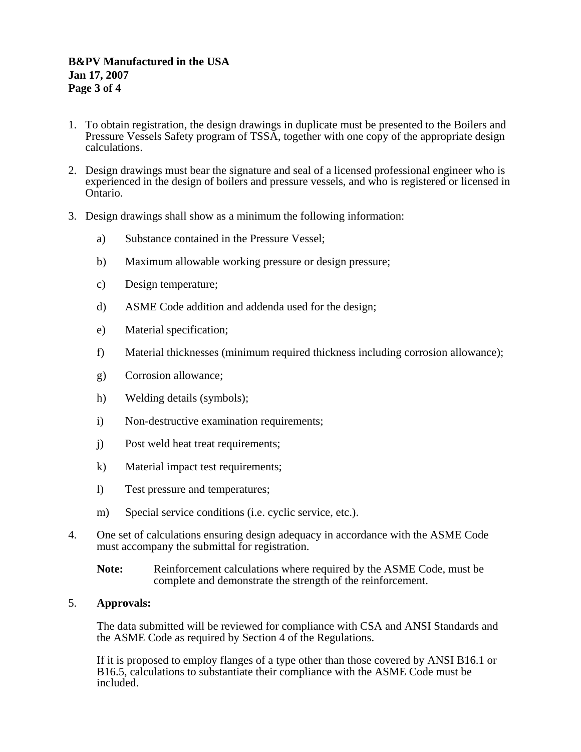1. To obtain registration, the design drawings in duplicate must be presented to the Boilers and Pressure Vessels Safety program of TSSA, together with one copy of the appropriate design calculations.

2. Design drawings must bear the signature and seal of a licensed professional engineer who is experienced in the design of boilers and pressure vessels, and who is registered or licensed in Ontario.

3. Design drawings shall show as a minimum the following information:

   a) Substance contained in the Pressure Vessel;

   b) Maximum allowable working pressure or design pressure;

   c) Design temperature;

   d) ASME Code addition and addenda used for the design;

   e) Material specification;

   f) Material thicknesses (minimum required thickness including corrosion allowance);

   g) Corrosion allowance;

   h) Welding details (symbols);

   i) Non-destructive examination requirements;

   j) Post weld heat treat requirements;

   k) Material impact test requirements;

   l) Test pressure and temperatures;

   m) Special service conditions (i.e. cyclic service, etc.).

4. One set of calculations ensuring design adequacy in accordance with the ASME Code must accompany the submittal for registration.

   **Note:** Reinforcement calculations where required by the ASME Code, must be complete and demonstrate the strength of the reinforcement.

5. **Approvals:**

   The data submitted will be reviewed for compliance with CSA and ANSI Standards and the ASME Code as required by Section 4 of the Regulations.

   If it is proposed to employ flanges of a type other than those covered by ANSI B16.1 or B16.5, calculations to substantiate their compliance with the ASME Code must be included.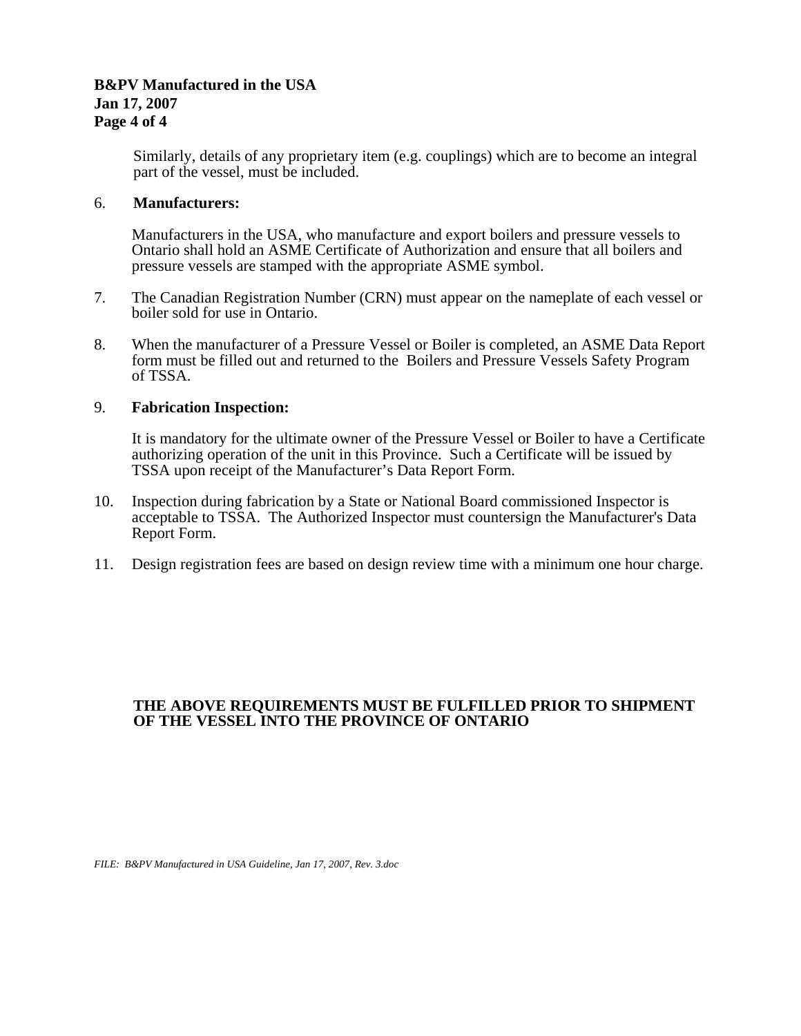Similarly, details of any proprietary item (e.g. couplings) which are to become an integral part of the vessel, must be included.

6. **Manufacturers:**

   Manufacturers in the USA, who manufacture and export boilers and pressure vessels to Ontario shall hold an ASME Certificate of Authorization and ensure that all boilers and pressure vessels are stamped with the appropriate ASME symbol.

7. The Canadian Registration Number (CRN) must appear on the nameplate of each vessel or boiler sold for use in Ontario.

8. When the manufacturer of a Pressure Vessel or Boiler is completed, an ASME Data Report form must be filled out and returned to the Boilers and Pressure Vessels Safety Program of TSSA.

9. **Fabrication Inspection:**

   It is mandatory for the ultimate owner of the Pressure Vessel or Boiler to have a Certificate authorizing operation of the unit in this Province. Such a Certificate will be issued by TSSA upon receipt of the Manufacturer's Data Report Form.

10. Inspection during fabrication by a State or National Board commissioned Inspector is acceptable to TSSA. The Authorized Inspector must countersign the Manufacturer's Data Report Form.

11. Design registration fees are based on design review time with a minimum one hour charge.

**THE ABOVE REQUIREMENTS MUST BE FULFILLED PRIOR TO SHIPMENT OF THE VESSEL INTO THE PROVINCE OF ONTARIO**

*FILE: B&PV Manufactured in USA Guideline, Jan 17, 2007, Rev. 3.doc*